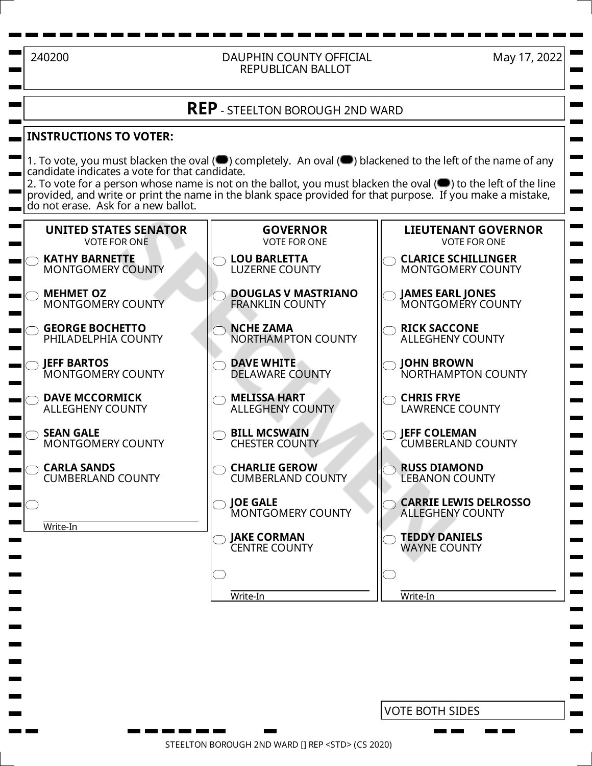240200

DAUPHIN COUNTY OFFICIAL
REPUBLICAN BALLOT

May 17, 2022

# REP - STEELTON BOROUGH 2ND WARD

**INSTRUCTIONS TO VOTER:**

1. To vote, you must blacken the oval (⬬) completely. An oval (⬬) blackened to the left of the name of any candidate indicates a vote for that candidate.
2. To vote for a person whose name is not on the ballot, you must blacken the oval (⬬) to the left of the line provided, and write or print the name in the blank space provided for that purpose. If you make a mistake, do not erase. Ask for a new ballot.

## UNITED STATES SENATOR
VOTE FOR ONE

- ⬭ **KATHY BARNETTE** MONTGOMERY COUNTY
- ⬭ **MEHMET OZ** MONTGOMERY COUNTY
- ⬭ **GEORGE BOCHETTO** PHILADELPHIA COUNTY
- ⬭ **JEFF BARTOS** MONTGOMERY COUNTY
- ⬭ **DAVE MCCORMICK** ALLEGHENY COUNTY
- ⬭ **SEAN GALE** MONTGOMERY COUNTY
- ⬭ **CARLA SANDS** CUMBERLAND COUNTY
- ⬭ ________ Write-In

## GOVERNOR
VOTE FOR ONE

- ⬭ **LOU BARLETTA** LUZERNE COUNTY
- ⬭ **DOUGLAS V MASTRIANO** FRANKLIN COUNTY
- ⬭ **NCHE ZAMA** NORTHAMPTON COUNTY
- ⬭ **DAVE WHITE** DELAWARE COUNTY
- ⬭ **MELISSA HART** ALLEGHENY COUNTY
- ⬭ **BILL MCSWAIN** CHESTER COUNTY
- ⬭ **CHARLIE GEROW** CUMBERLAND COUNTY
- ⬭ **JOE GALE** MONTGOMERY COUNTY
- ⬭ **JAKE CORMAN** CENTRE COUNTY
- ⬭ ________ Write-In

## LIEUTENANT GOVERNOR
VOTE FOR ONE

- ⬭ **CLARICE SCHILLINGER** MONTGOMERY COUNTY
- ⬭ **JAMES EARL JONES** MONTGOMERY COUNTY
- ⬭ **RICK SACCONE** ALLEGHENY COUNTY
- ⬭ **JOHN BROWN** NORTHAMPTON COUNTY
- ⬭ **CHRIS FRYE** LAWRENCE COUNTY
- ⬭ **JEFF COLEMAN** CUMBERLAND COUNTY
- ⬭ **RUSS DIAMOND** LEBANON COUNTY
- ⬭ **CARRIE LEWIS DELROSSO** ALLEGHENY COUNTY
- ⬭ **TEDDY DANIELS** WAYNE COUNTY
- ⬭ ________ Write-In

VOTE BOTH SIDES

STEELTON BOROUGH 2ND WARD [] REP <STD> (CS 2020)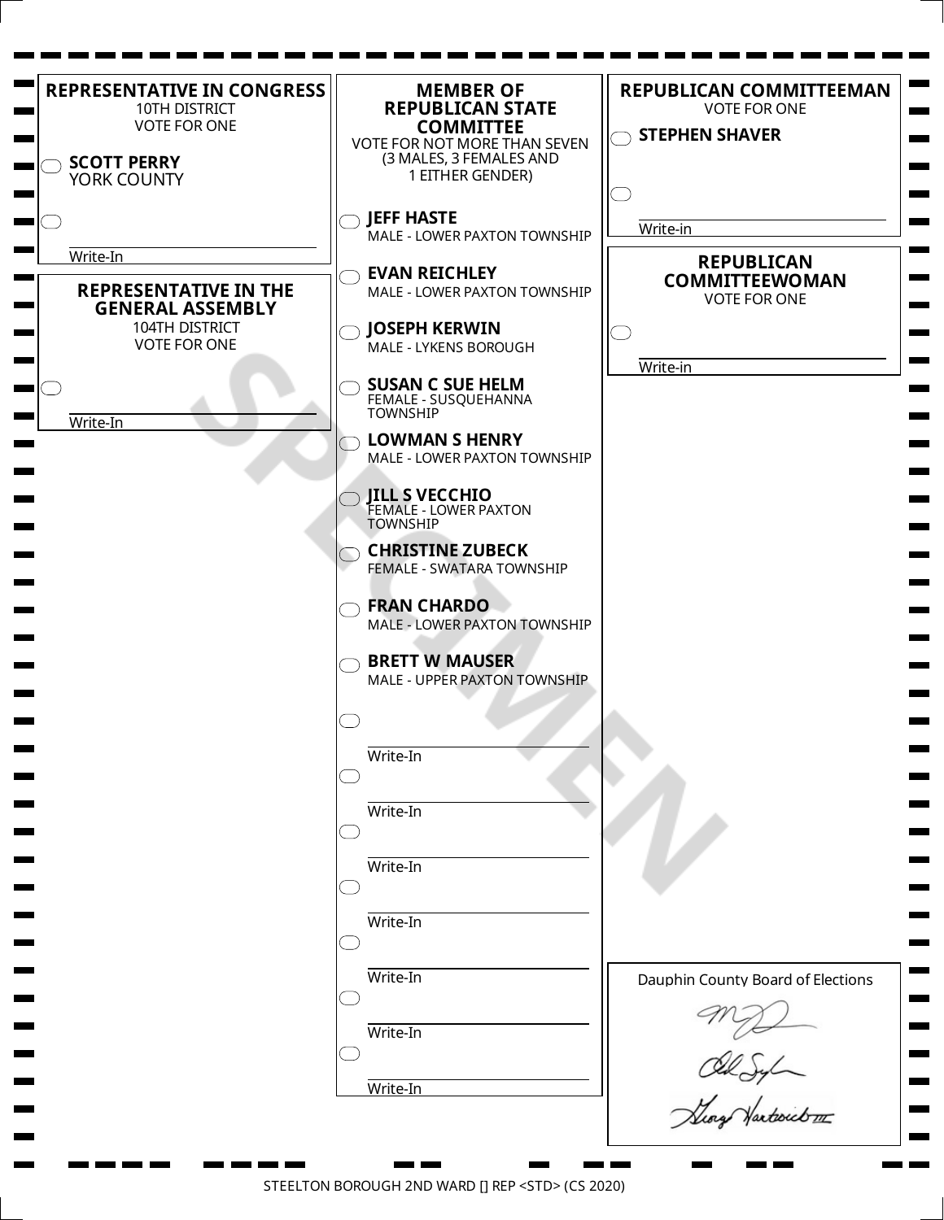## REPRESENTATIVE IN CONGRESS

10TH DISTRICT
VOTE FOR ONE

- **SCOTT PERRY**
  YORK COUNTY
- Write-In

## REPRESENTATIVE IN THE GENERAL ASSEMBLY

104TH DISTRICT
VOTE FOR ONE

- Write-In

## MEMBER OF REPUBLICAN STATE COMMITTEE

VOTE FOR NOT MORE THAN SEVEN
(3 MALES, 3 FEMALES AND
1 EITHER GENDER)

- **JEFF HASTE**
  MALE - LOWER PAXTON TOWNSHIP
- **EVAN REICHLEY**
  MALE - LOWER PAXTON TOWNSHIP
- **JOSEPH KERWIN**
  MALE - LYKENS BOROUGH
- **SUSAN C SUE HELM**
  FEMALE - SUSQUEHANNA TOWNSHIP
- **LOWMAN S HENRY**
  MALE - LOWER PAXTON TOWNSHIP
- **JILL S VECCHIO**
  FEMALE - LOWER PAXTON TOWNSHIP
- **CHRISTINE ZUBECK**
  FEMALE - SWATARA TOWNSHIP
- **FRAN CHARDO**
  MALE - LOWER PAXTON TOWNSHIP
- **BRETT W MAUSER**
  MALE - UPPER PAXTON TOWNSHIP
- Write-In
- Write-In
- Write-In
- Write-In
- Write-In
- Write-In
- Write-In

## REPUBLICAN COMMITTEEMAN

VOTE FOR ONE

- **STEPHEN SHAVER**
- Write-in

## REPUBLICAN COMMITTEEWOMAN

VOTE FOR ONE

- Write-in

Dauphin County Board of Elections

STEELTON BOROUGH 2ND WARD [] REP <STD> (CS 2020)